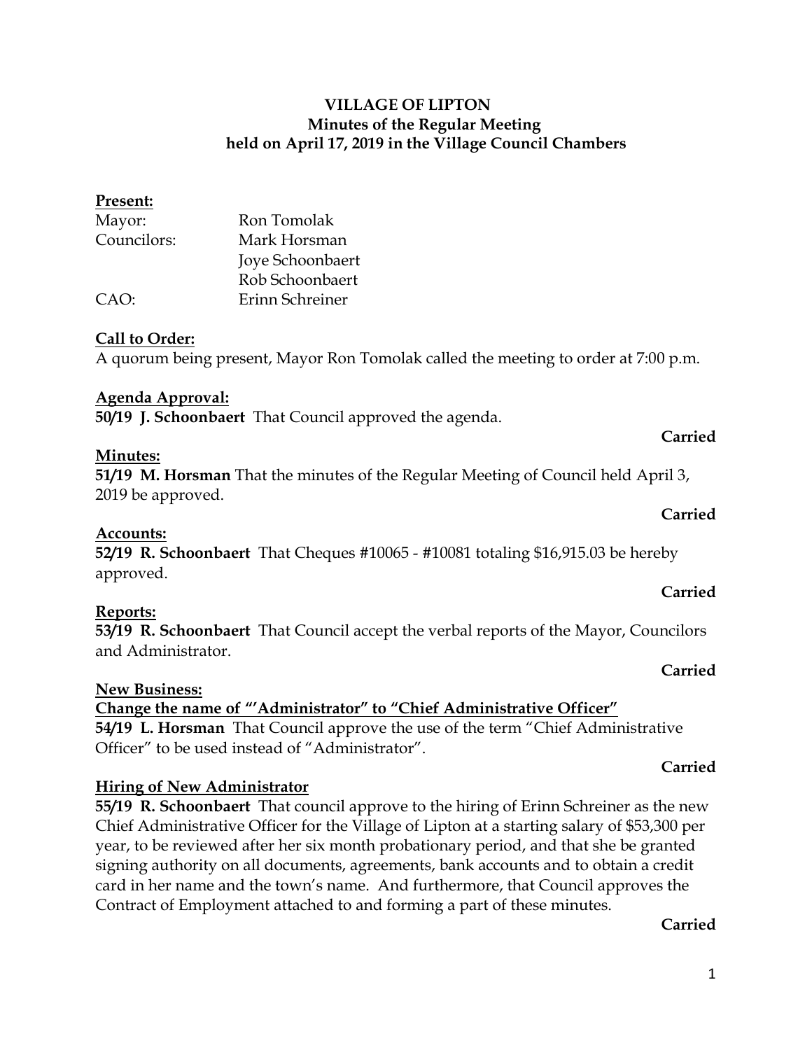**VILLAGE OF LIPTON**
**Minutes of the Regular Meeting**
**held on April 17, 2019 in the Village Council Chambers**

**Present:**

Mayor: Ron Tomolak
Councilors: Mark Horsman
Joye Schoonbaert
Rob Schoonbaert
CAO: Erinn Schreiner

**Call to Order:**
A quorum being present, Mayor Ron Tomolak called the meeting to order at 7:00 p.m.

**Agenda Approval:**
**50/19 J. Schoonbaert** That Council approved the agenda.

**Carried**

**Minutes:**
**51/19 M. Horsman** That the minutes of the Regular Meeting of Council held April 3, 2019 be approved.

**Carried**

**Accounts:**
**52/19 R. Schoonbaert** That Cheques #10065 - #10081 totaling $16,915.03 be hereby approved.

**Carried**

**Reports:**
**53/19 R. Schoonbaert** That Council accept the verbal reports of the Mayor, Councilors and Administrator.

**Carried**

**New Business:**
**Change the name of "'Administrator" to "Chief Administrative Officer"**
**54/19 L. Horsman** That Council approve the use of the term "Chief Administrative Officer" to be used instead of "Administrator".

**Carried**

**Hiring of New Administrator**
**55/19 R. Schoonbaert** That council approve to the hiring of Erinn Schreiner as the new Chief Administrative Officer for the Village of Lipton at a starting salary of $53,300 per year, to be reviewed after her six month probationary period, and that she be granted signing authority on all documents, agreements, bank accounts and to obtain a credit card in her name and the town's name. And furthermore, that Council approves the Contract of Employment attached to and forming a part of these minutes.

**Carried**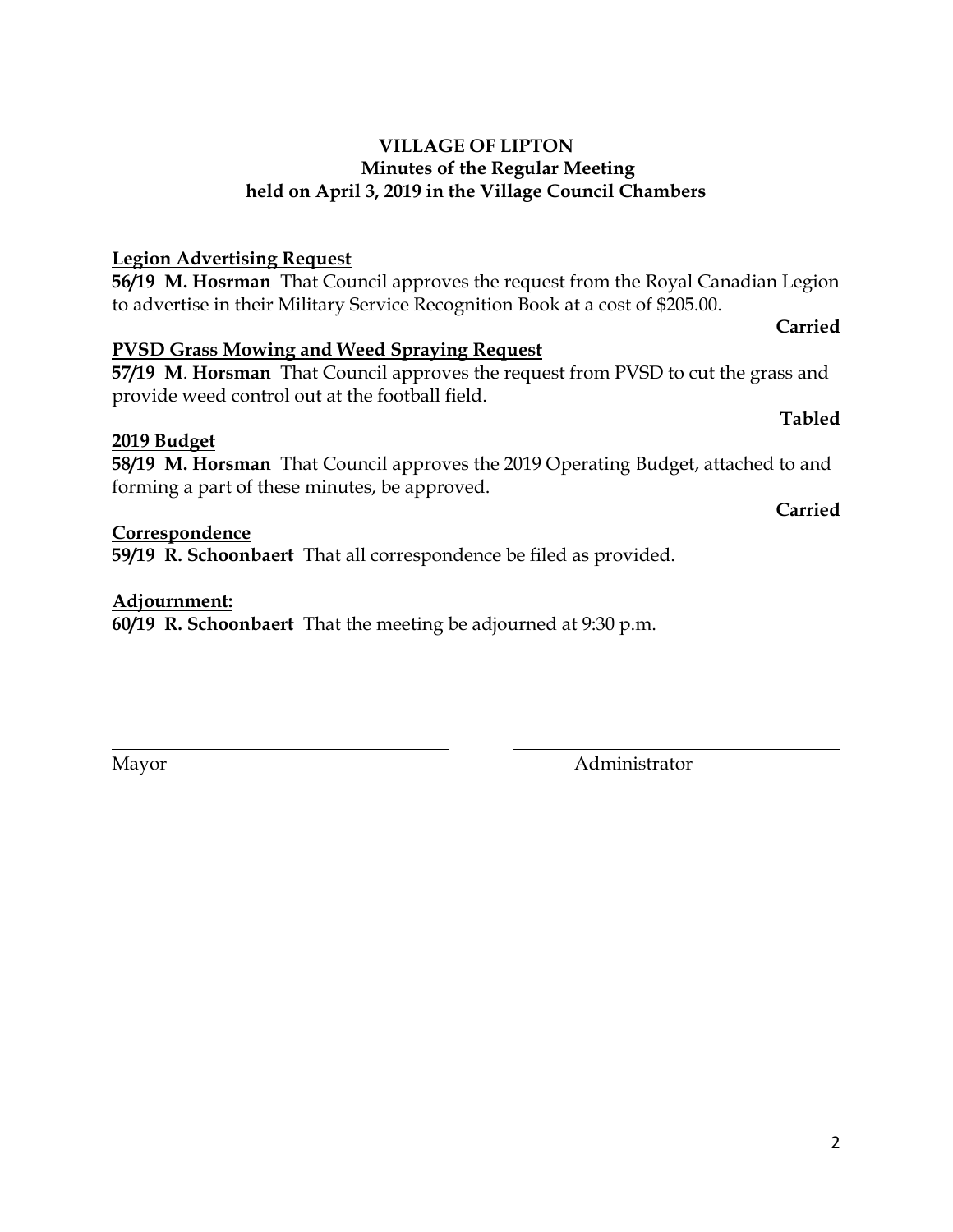**VILLAGE OF LIPTON**
**Minutes of the Regular Meeting**
**held on April 3, 2019 in the Village Council Chambers**

**Legion Advertising Request**

**56/19 M. Hosrman** That Council approves the request from the Royal Canadian Legion to advertise in their Military Service Recognition Book at a cost of $205.00.

**Carried**

**PVSD Grass Mowing and Weed Spraying Request**

**57/19 M. Horsman** That Council approves the request from PVSD to cut the grass and provide weed control out at the football field.

**Tabled**

**2019 Budget**

**58/19 M. Horsman** That Council approves the 2019 Operating Budget, attached to and forming a part of these minutes, be approved.

**Carried**

**Correspondence**

**59/19 R. Schoonbaert** That all correspondence be filed as provided.

**Adjournment:**

**60/19 R. Schoonbaert** That the meeting be adjourned at 9:30 p.m.

\_\_\_\_\_\_\_\_\_\_\_\_\_\_\_\_\_\_\_\_\_\_\_\_\_\_\_\_\_\_ \_\_\_\_\_\_\_\_\_\_\_\_\_\_\_\_\_\_\_\_\_\_\_\_\_\_\_\_\_\_

Mayor Administrator